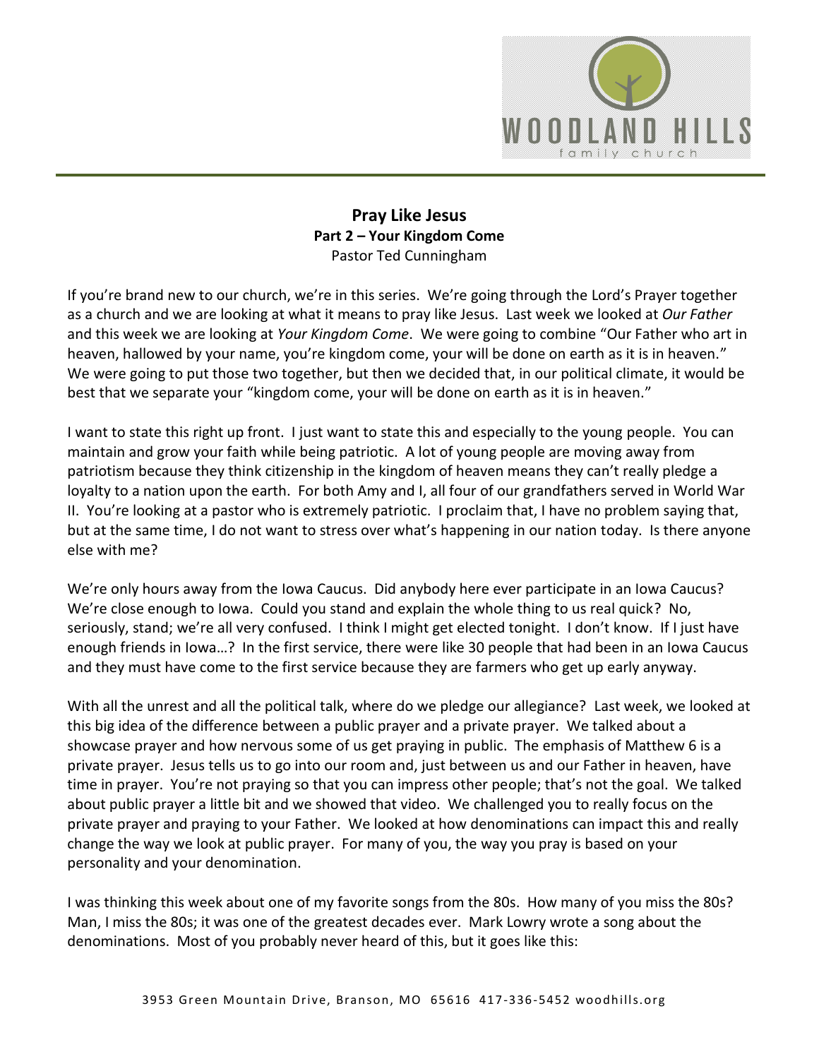# Pray Like Jesus

## Part 2 – Your Kingdom Come

Pastor Ted Cunningham

If you're brand new to our church, we're in this series. We're going through the Lord's Prayer together as a church and we are looking at what it means to pray like Jesus. Last week we looked at *Our Father* and this week we are looking at *Your Kingdom Come*. We were going to combine "Our Father who art in heaven, hallowed by your name, you're kingdom come, your will be done on earth as it is in heaven." We were going to put those two together, but then we decided that, in our political climate, it would be best that we separate your "kingdom come, your will be done on earth as it is in heaven."

I want to state this right up front. I just want to state this and especially to the young people. You can maintain and grow your faith while being patriotic. A lot of young people are moving away from patriotism because they think citizenship in the kingdom of heaven means they can't really pledge a loyalty to a nation upon the earth. For both Amy and I, all four of our grandfathers served in World War II. You're looking at a pastor who is extremely patriotic. I proclaim that, I have no problem saying that, but at the same time, I do not want to stress over what's happening in our nation today. Is there anyone else with me?

We're only hours away from the Iowa Caucus. Did anybody here ever participate in an Iowa Caucus? We're close enough to Iowa. Could you stand and explain the whole thing to us real quick? No, seriously, stand; we're all very confused. I think I might get elected tonight. I don't know. If I just have enough friends in Iowa…? In the first service, there were like 30 people that had been in an Iowa Caucus and they must have come to the first service because they are farmers who get up early anyway.

With all the unrest and all the political talk, where do we pledge our allegiance? Last week, we looked at this big idea of the difference between a public prayer and a private prayer. We talked about a showcase prayer and how nervous some of us get praying in public. The emphasis of Matthew 6 is a private prayer. Jesus tells us to go into our room and, just between us and our Father in heaven, have time in prayer. You're not praying so that you can impress other people; that's not the goal. We talked about public prayer a little bit and we showed that video. We challenged you to really focus on the private prayer and praying to your Father. We looked at how denominations can impact this and really change the way we look at public prayer. For many of you, the way you pray is based on your personality and your denomination.

I was thinking this week about one of my favorite songs from the 80s. How many of you miss the 80s? Man, I miss the 80s; it was one of the greatest decades ever. Mark Lowry wrote a song about the denominations. Most of you probably never heard of this, but it goes like this: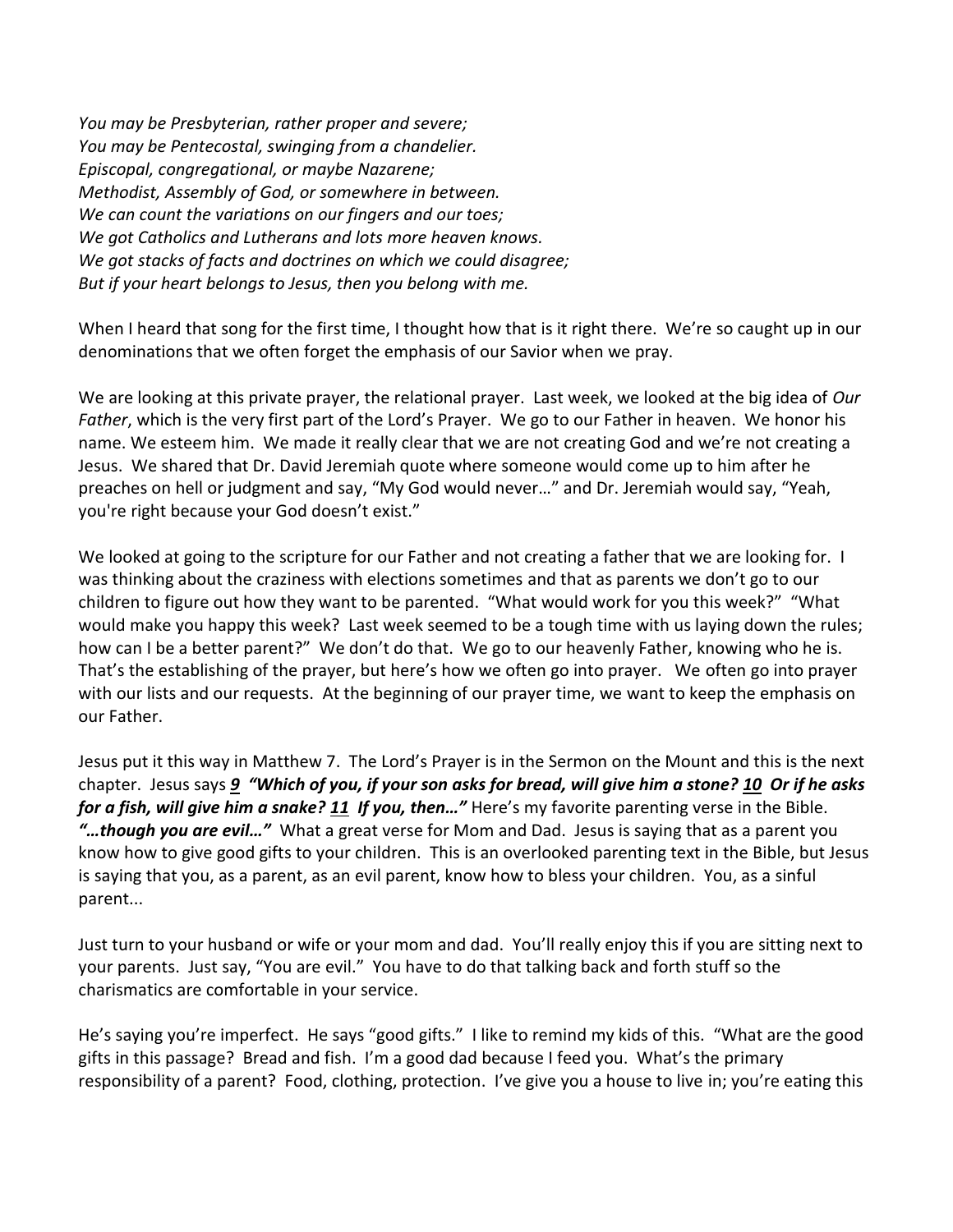*You may be Presbyterian, rather proper and severe;*
*You may be Pentecostal, swinging from a chandelier.*
*Episcopal, congregational, or maybe Nazarene;*
*Methodist, Assembly of God, or somewhere in between.*
*We can count the variations on our fingers and our toes;*
*We got Catholics and Lutherans and lots more heaven knows.*
*We got stacks of facts and doctrines on which we could disagree;*
*But if your heart belongs to Jesus, then you belong with me.*

When I heard that song for the first time, I thought how that is it right there. We're so caught up in our denominations that we often forget the emphasis of our Savior when we pray.

We are looking at this private prayer, the relational prayer. Last week, we looked at the big idea of *Our Father*, which is the very first part of the Lord's Prayer. We go to our Father in heaven. We honor his name. We esteem him. We made it really clear that we are not creating God and we're not creating a Jesus. We shared that Dr. David Jeremiah quote where someone would come up to him after he preaches on hell or judgment and say, "My God would never…" and Dr. Jeremiah would say, "Yeah, you're right because your God doesn't exist."

We looked at going to the scripture for our Father and not creating a father that we are looking for. I was thinking about the craziness with elections sometimes and that as parents we don't go to our children to figure out how they want to be parented. "What would work for you this week?" "What would make you happy this week? Last week seemed to be a tough time with us laying down the rules; how can I be a better parent?" We don't do that. We go to our heavenly Father, knowing who he is. That's the establishing of the prayer, but here's how we often go into prayer. We often go into prayer with our lists and our requests. At the beginning of our prayer time, we want to keep the emphasis on our Father.

Jesus put it this way in Matthew 7. The Lord's Prayer is in the Sermon on the Mount and this is the next chapter. Jesus says ***9 "Which of you, if your son asks for bread, will give him a stone? 10 Or if he asks for a fish, will give him a snake? 11 If you, then…"*** Here's my favorite parenting verse in the Bible. ***"…though you are evil…"*** What a great verse for Mom and Dad. Jesus is saying that as a parent you know how to give good gifts to your children. This is an overlooked parenting text in the Bible, but Jesus is saying that you, as a parent, as an evil parent, know how to bless your children. You, as a sinful parent...

Just turn to your husband or wife or your mom and dad. You'll really enjoy this if you are sitting next to your parents. Just say, "You are evil." You have to do that talking back and forth stuff so the charismatics are comfortable in your service.

He's saying you're imperfect. He says "good gifts." I like to remind my kids of this. "What are the good gifts in this passage? Bread and fish. I'm a good dad because I feed you. What's the primary responsibility of a parent? Food, clothing, protection. I've give you a house to live in; you're eating this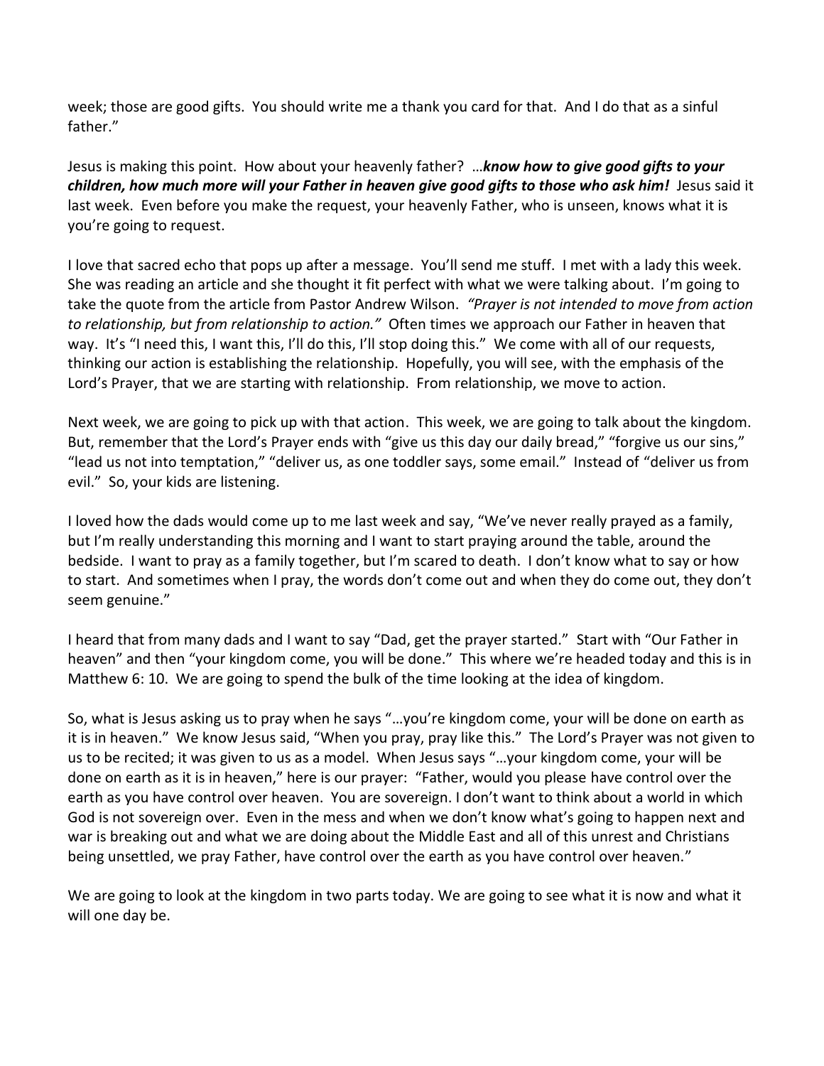week; those are good gifts. You should write me a thank you card for that. And I do that as a sinful father."

Jesus is making this point. How about your heavenly father? …***know how to give good gifts to your children, how much more will your Father in heaven give good gifts to those who ask him!*** Jesus said it last week. Even before you make the request, your heavenly Father, who is unseen, knows what it is you're going to request.

I love that sacred echo that pops up after a message. You'll send me stuff. I met with a lady this week. She was reading an article and she thought it fit perfect with what we were talking about. I'm going to take the quote from the article from Pastor Andrew Wilson. *"Prayer is not intended to move from action to relationship, but from relationship to action."* Often times we approach our Father in heaven that way. It's "I need this, I want this, I'll do this, I'll stop doing this." We come with all of our requests, thinking our action is establishing the relationship. Hopefully, you will see, with the emphasis of the Lord's Prayer, that we are starting with relationship. From relationship, we move to action.

Next week, we are going to pick up with that action. This week, we are going to talk about the kingdom. But, remember that the Lord's Prayer ends with "give us this day our daily bread," "forgive us our sins," "lead us not into temptation," "deliver us, as one toddler says, some email." Instead of "deliver us from evil." So, your kids are listening.

I loved how the dads would come up to me last week and say, "We've never really prayed as a family, but I'm really understanding this morning and I want to start praying around the table, around the bedside. I want to pray as a family together, but I'm scared to death. I don't know what to say or how to start. And sometimes when I pray, the words don't come out and when they do come out, they don't seem genuine."

I heard that from many dads and I want to say "Dad, get the prayer started." Start with "Our Father in heaven" and then "your kingdom come, you will be done." This where we're headed today and this is in Matthew 6: 10. We are going to spend the bulk of the time looking at the idea of kingdom.

So, what is Jesus asking us to pray when he says "…you're kingdom come, your will be done on earth as it is in heaven." We know Jesus said, "When you pray, pray like this." The Lord's Prayer was not given to us to be recited; it was given to us as a model. When Jesus says "…your kingdom come, your will be done on earth as it is in heaven," here is our prayer: "Father, would you please have control over the earth as you have control over heaven. You are sovereign. I don't want to think about a world in which God is not sovereign over. Even in the mess and when we don't know what's going to happen next and war is breaking out and what we are doing about the Middle East and all of this unrest and Christians being unsettled, we pray Father, have control over the earth as you have control over heaven."

We are going to look at the kingdom in two parts today. We are going to see what it is now and what it will one day be.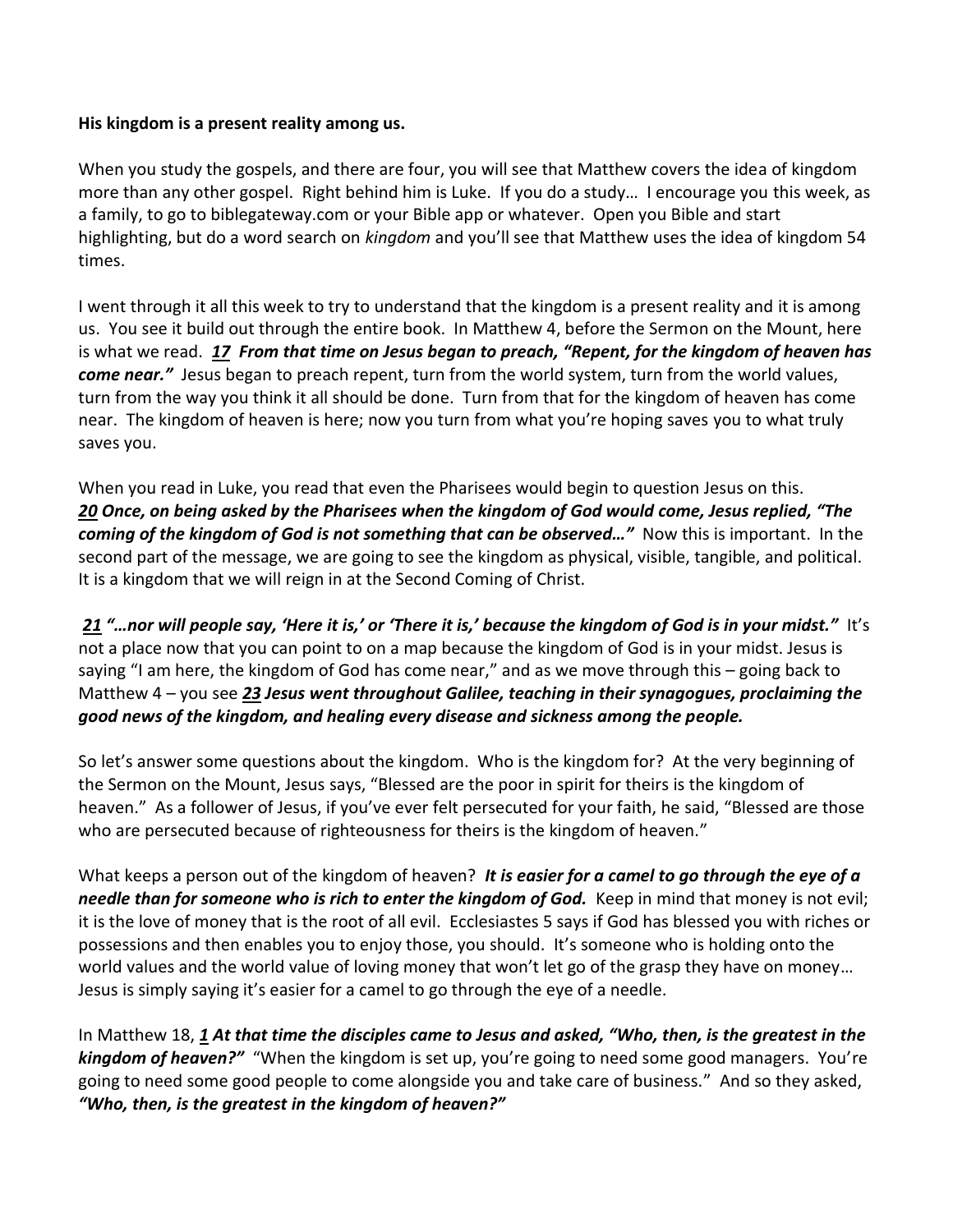**His kingdom is a present reality among us.**

When you study the gospels, and there are four, you will see that Matthew covers the idea of kingdom more than any other gospel. Right behind him is Luke. If you do a study… I encourage you this week, as a family, to go to biblegateway.com or your Bible app or whatever. Open you Bible and start highlighting, but do a word search on *kingdom* and you'll see that Matthew uses the idea of kingdom 54 times.

I went through it all this week to try to understand that the kingdom is a present reality and it is among us. You see it build out through the entire book. In Matthew 4, before the Sermon on the Mount, here is what we read. ***17 From that time on Jesus began to preach, "Repent, for the kingdom of heaven has come near."*** Jesus began to preach repent, turn from the world system, turn from the world values, turn from the way you think it all should be done. Turn from that for the kingdom of heaven has come near. The kingdom of heaven is here; now you turn from what you're hoping saves you to what truly saves you.

When you read in Luke, you read that even the Pharisees would begin to question Jesus on this. ***20 Once, on being asked by the Pharisees when the kingdom of God would come, Jesus replied, "The coming of the kingdom of God is not something that can be observed…"*** Now this is important. In the second part of the message, we are going to see the kingdom as physical, visible, tangible, and political. It is a kingdom that we will reign in at the Second Coming of Christ.

***21 "…nor will people say, 'Here it is,' or 'There it is,' because the kingdom of God is in your midst."*** It's not a place now that you can point to on a map because the kingdom of God is in your midst. Jesus is saying "I am here, the kingdom of God has come near," and as we move through this – going back to Matthew 4 – you see ***23 Jesus went throughout Galilee, teaching in their synagogues, proclaiming the good news of the kingdom, and healing every disease and sickness among the people.***

So let's answer some questions about the kingdom. Who is the kingdom for? At the very beginning of the Sermon on the Mount, Jesus says, "Blessed are the poor in spirit for theirs is the kingdom of heaven." As a follower of Jesus, if you've ever felt persecuted for your faith, he said, "Blessed are those who are persecuted because of righteousness for theirs is the kingdom of heaven."

What keeps a person out of the kingdom of heaven? ***It is easier for a camel to go through the eye of a needle than for someone who is rich to enter the kingdom of God.*** Keep in mind that money is not evil; it is the love of money that is the root of all evil. Ecclesiastes 5 says if God has blessed you with riches or possessions and then enables you to enjoy those, you should. It's someone who is holding onto the world values and the world value of loving money that won't let go of the grasp they have on money… Jesus is simply saying it's easier for a camel to go through the eye of a needle.

In Matthew 18, ***1 At that time the disciples came to Jesus and asked, "Who, then, is the greatest in the kingdom of heaven?"*** "When the kingdom is set up, you're going to need some good managers. You're going to need some good people to come alongside you and take care of business." And so they asked, ***"Who, then, is the greatest in the kingdom of heaven?"***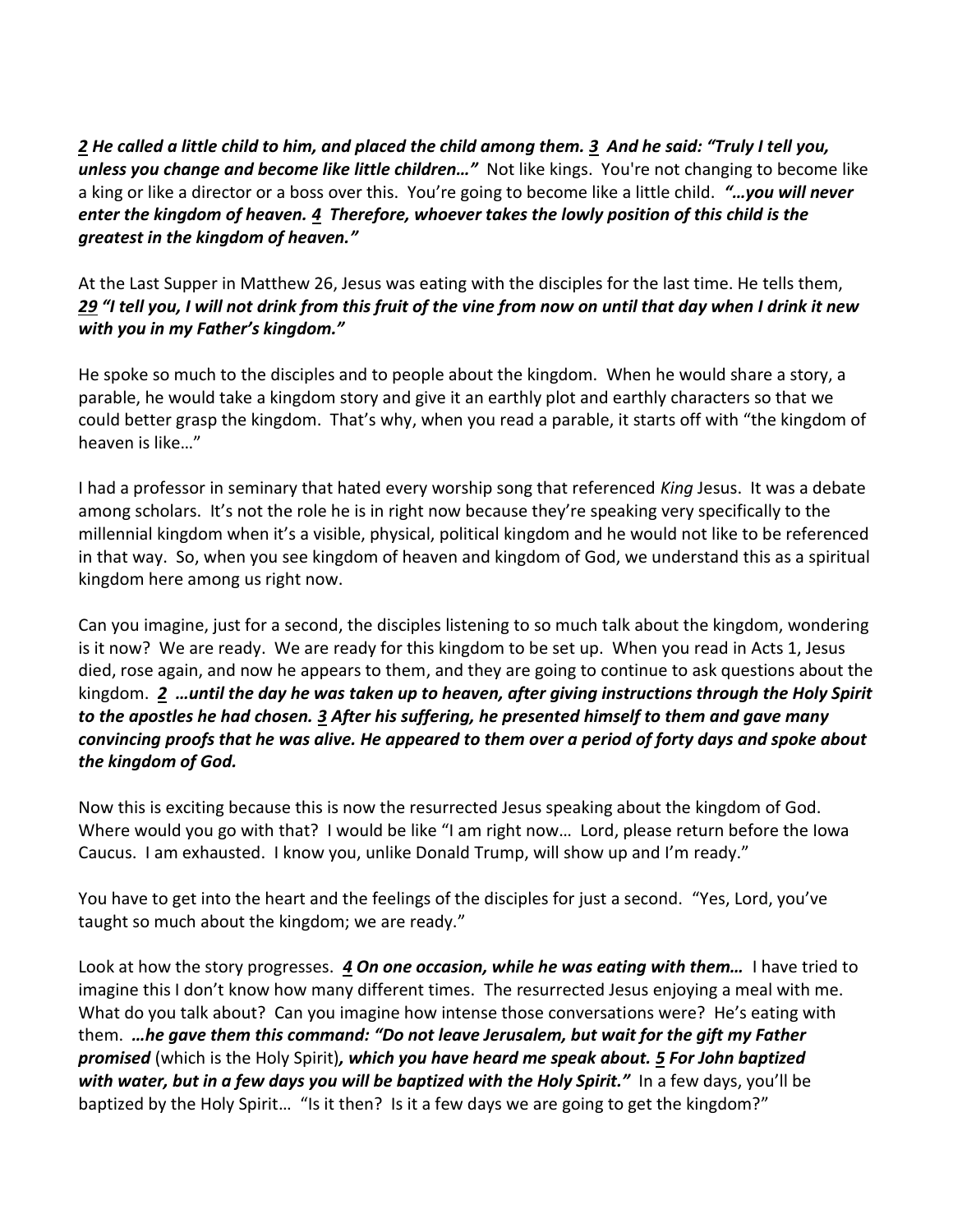***<u>2</u> He called a little child to him, and placed the child among them. <u>3</u> And he said: "Truly I tell you, unless you change and become like little children…"*** Not like kings. You're not changing to become like a king or like a director or a boss over this. You're going to become like a little child. ***"…you will never enter the kingdom of heaven. <u>4</u> Therefore, whoever takes the lowly position of this child is the greatest in the kingdom of heaven."***

At the Last Supper in Matthew 26, Jesus was eating with the disciples for the last time. He tells them, ***<u>29</u> "I tell you, I will not drink from this fruit of the vine from now on until that day when I drink it new with you in my Father's kingdom."***

He spoke so much to the disciples and to people about the kingdom. When he would share a story, a parable, he would take a kingdom story and give it an earthly plot and earthly characters so that we could better grasp the kingdom. That's why, when you read a parable, it starts off with "the kingdom of heaven is like…"

I had a professor in seminary that hated every worship song that referenced *King* Jesus. It was a debate among scholars. It's not the role he is in right now because they're speaking very specifically to the millennial kingdom when it's a visible, physical, political kingdom and he would not like to be referenced in that way. So, when you see kingdom of heaven and kingdom of God, we understand this as a spiritual kingdom here among us right now.

Can you imagine, just for a second, the disciples listening to so much talk about the kingdom, wondering is it now? We are ready. We are ready for this kingdom to be set up. When you read in Acts 1, Jesus died, rose again, and now he appears to them, and they are going to continue to ask questions about the kingdom. ***<u>2</u> …until the day he was taken up to heaven, after giving instructions through the Holy Spirit to the apostles he had chosen. <u>3</u> After his suffering, he presented himself to them and gave many convincing proofs that he was alive. He appeared to them over a period of forty days and spoke about the kingdom of God.***

Now this is exciting because this is now the resurrected Jesus speaking about the kingdom of God. Where would you go with that? I would be like "I am right now… Lord, please return before the Iowa Caucus. I am exhausted. I know you, unlike Donald Trump, will show up and I'm ready."

You have to get into the heart and the feelings of the disciples for just a second. "Yes, Lord, you've taught so much about the kingdom; we are ready."

Look at how the story progresses. ***<u>4</u> On one occasion, while he was eating with them…*** I have tried to imagine this I don't know how many different times. The resurrected Jesus enjoying a meal with me. What do you talk about? Can you imagine how intense those conversations were? He's eating with them. ***…he gave them this command: "Do not leave Jerusalem, but wait for the gift my Father promised*** (which is the Holy Spirit)***, which you have heard me speak about. <u>5</u> For John baptized with water, but in a few days you will be baptized with the Holy Spirit."*** In a few days, you'll be baptized by the Holy Spirit… "Is it then? Is it a few days we are going to get the kingdom?"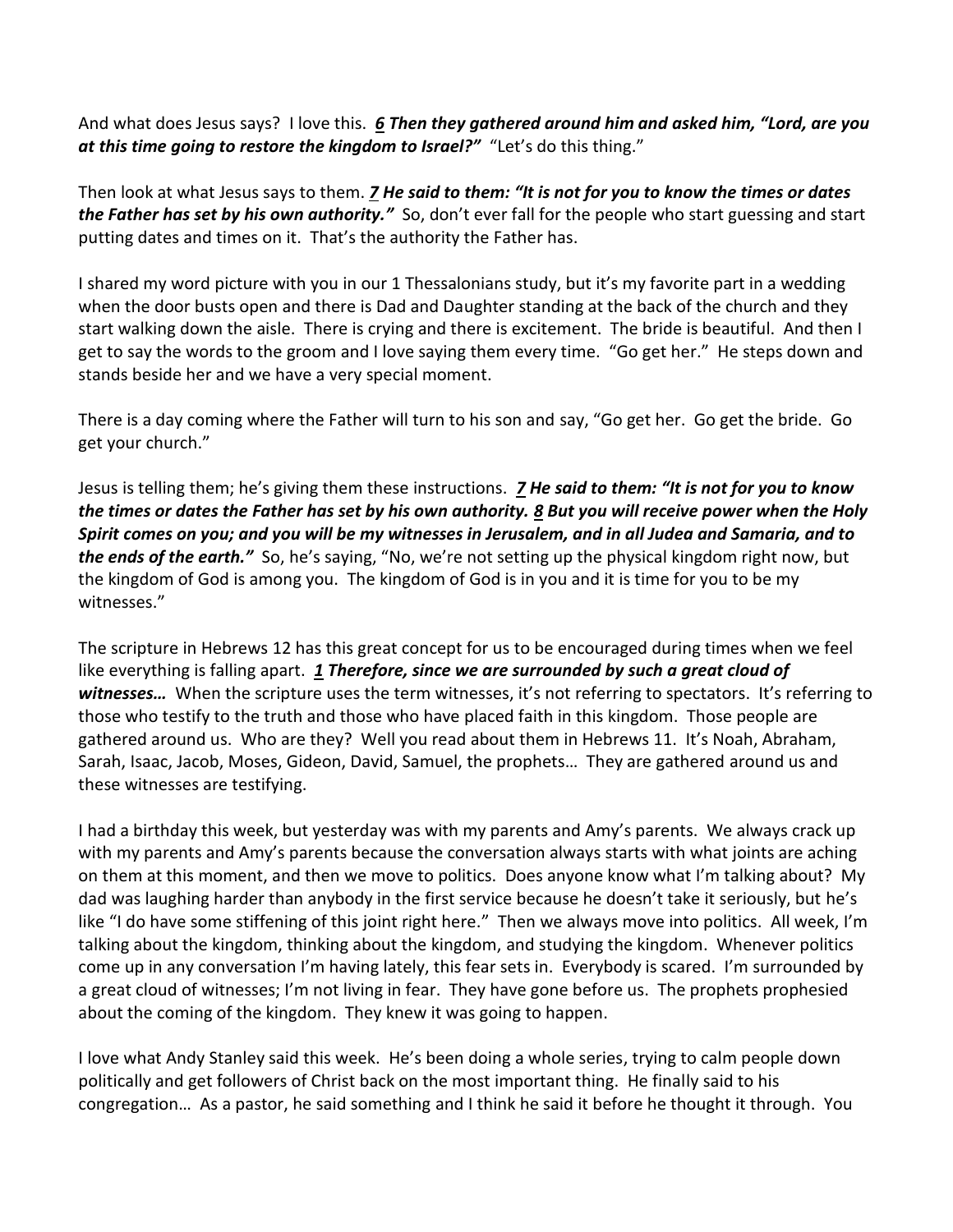And what does Jesus says? I love this. ***<u>6</u> Then they gathered around him and asked him, "Lord, are you at this time going to restore the kingdom to Israel?"*** "Let's do this thing."

Then look at what Jesus says to them. ***<u>7</u> He said to them: "It is not for you to know the times or dates the Father has set by his own authority."*** So, don't ever fall for the people who start guessing and start putting dates and times on it. That's the authority the Father has.

I shared my word picture with you in our 1 Thessalonians study, but it's my favorite part in a wedding when the door busts open and there is Dad and Daughter standing at the back of the church and they start walking down the aisle. There is crying and there is excitement. The bride is beautiful. And then I get to say the words to the groom and I love saying them every time. "Go get her." He steps down and stands beside her and we have a very special moment.

There is a day coming where the Father will turn to his son and say, "Go get her. Go get the bride. Go get your church."

Jesus is telling them; he's giving them these instructions. ***<u>7</u> He said to them: "It is not for you to know the times or dates the Father has set by his own authority. <u>8</u> But you will receive power when the Holy Spirit comes on you; and you will be my witnesses in Jerusalem, and in all Judea and Samaria, and to the ends of the earth."*** So, he's saying, "No, we're not setting up the physical kingdom right now, but the kingdom of God is among you. The kingdom of God is in you and it is time for you to be my witnesses."

The scripture in Hebrews 12 has this great concept for us to be encouraged during times when we feel like everything is falling apart. ***<u>1</u> Therefore, since we are surrounded by such a great cloud of witnesses…*** When the scripture uses the term witnesses, it's not referring to spectators. It's referring to those who testify to the truth and those who have placed faith in this kingdom. Those people are gathered around us. Who are they? Well you read about them in Hebrews 11. It's Noah, Abraham, Sarah, Isaac, Jacob, Moses, Gideon, David, Samuel, the prophets… They are gathered around us and these witnesses are testifying.

I had a birthday this week, but yesterday was with my parents and Amy's parents. We always crack up with my parents and Amy's parents because the conversation always starts with what joints are aching on them at this moment, and then we move to politics. Does anyone know what I'm talking about? My dad was laughing harder than anybody in the first service because he doesn't take it seriously, but he's like "I do have some stiffening of this joint right here." Then we always move into politics. All week, I'm talking about the kingdom, thinking about the kingdom, and studying the kingdom. Whenever politics come up in any conversation I'm having lately, this fear sets in. Everybody is scared. I'm surrounded by a great cloud of witnesses; I'm not living in fear. They have gone before us. The prophets prophesied about the coming of the kingdom. They knew it was going to happen.

I love what Andy Stanley said this week. He's been doing a whole series, trying to calm people down politically and get followers of Christ back on the most important thing. He finally said to his congregation… As a pastor, he said something and I think he said it before he thought it through. You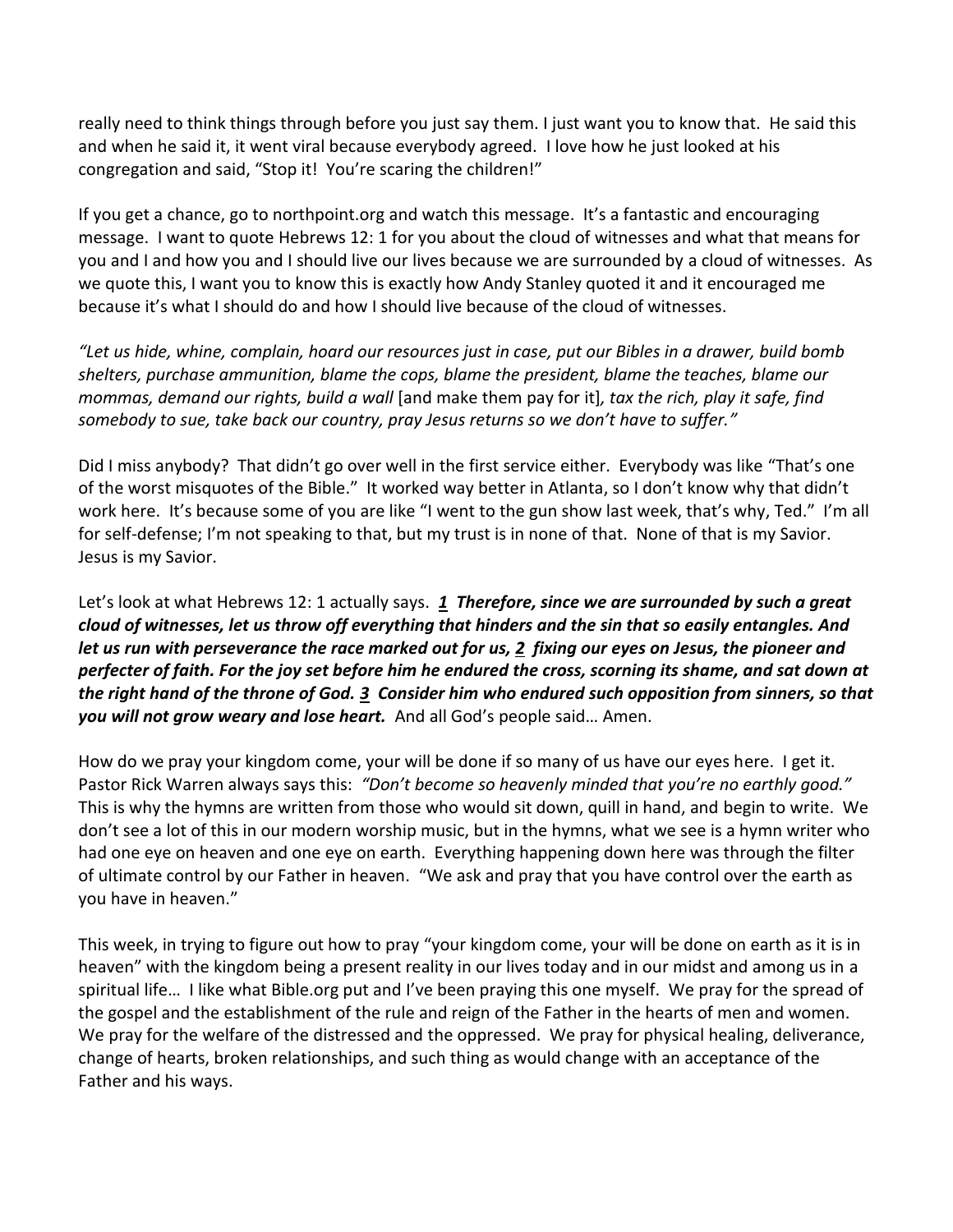really need to think things through before you just say them. I just want you to know that. He said this and when he said it, it went viral because everybody agreed. I love how he just looked at his congregation and said, "Stop it! You're scaring the children!"

If you get a chance, go to northpoint.org and watch this message. It's a fantastic and encouraging message. I want to quote Hebrews 12: 1 for you about the cloud of witnesses and what that means for you and I and how you and I should live our lives because we are surrounded by a cloud of witnesses. As we quote this, I want you to know this is exactly how Andy Stanley quoted it and it encouraged me because it's what I should do and how I should live because of the cloud of witnesses.

*"Let us hide, whine, complain, hoard our resources just in case, put our Bibles in a drawer, build bomb shelters, purchase ammunition, blame the cops, blame the president, blame the teaches, blame our mommas, demand our rights, build a wall* [and make them pay for it]*, tax the rich, play it safe, find somebody to sue, take back our country, pray Jesus returns so we don't have to suffer."*

Did I miss anybody? That didn't go over well in the first service either. Everybody was like "That's one of the worst misquotes of the Bible." It worked way better in Atlanta, so I don't know why that didn't work here. It's because some of you are like "I went to the gun show last week, that's why, Ted." I'm all for self-defense; I'm not speaking to that, but my trust is in none of that. None of that is my Savior. Jesus is my Savior.

Let's look at what Hebrews 12: 1 actually says. ***1 Therefore, since we are surrounded by such a great cloud of witnesses, let us throw off everything that hinders and the sin that so easily entangles. And let us run with perseverance the race marked out for us, 2 fixing our eyes on Jesus, the pioneer and perfecter of faith. For the joy set before him he endured the cross, scorning its shame, and sat down at the right hand of the throne of God. 3 Consider him who endured such opposition from sinners, so that you will not grow weary and lose heart.*** And all God's people said… Amen.

How do we pray your kingdom come, your will be done if so many of us have our eyes here. I get it. Pastor Rick Warren always says this: *"Don't become so heavenly minded that you're no earthly good."* This is why the hymns are written from those who would sit down, quill in hand, and begin to write. We don't see a lot of this in our modern worship music, but in the hymns, what we see is a hymn writer who had one eye on heaven and one eye on earth. Everything happening down here was through the filter of ultimate control by our Father in heaven. "We ask and pray that you have control over the earth as you have in heaven."

This week, in trying to figure out how to pray "your kingdom come, your will be done on earth as it is in heaven" with the kingdom being a present reality in our lives today and in our midst and among us in a spiritual life… I like what Bible.org put and I've been praying this one myself. We pray for the spread of the gospel and the establishment of the rule and reign of the Father in the hearts of men and women. We pray for the welfare of the distressed and the oppressed. We pray for physical healing, deliverance, change of hearts, broken relationships, and such thing as would change with an acceptance of the Father and his ways.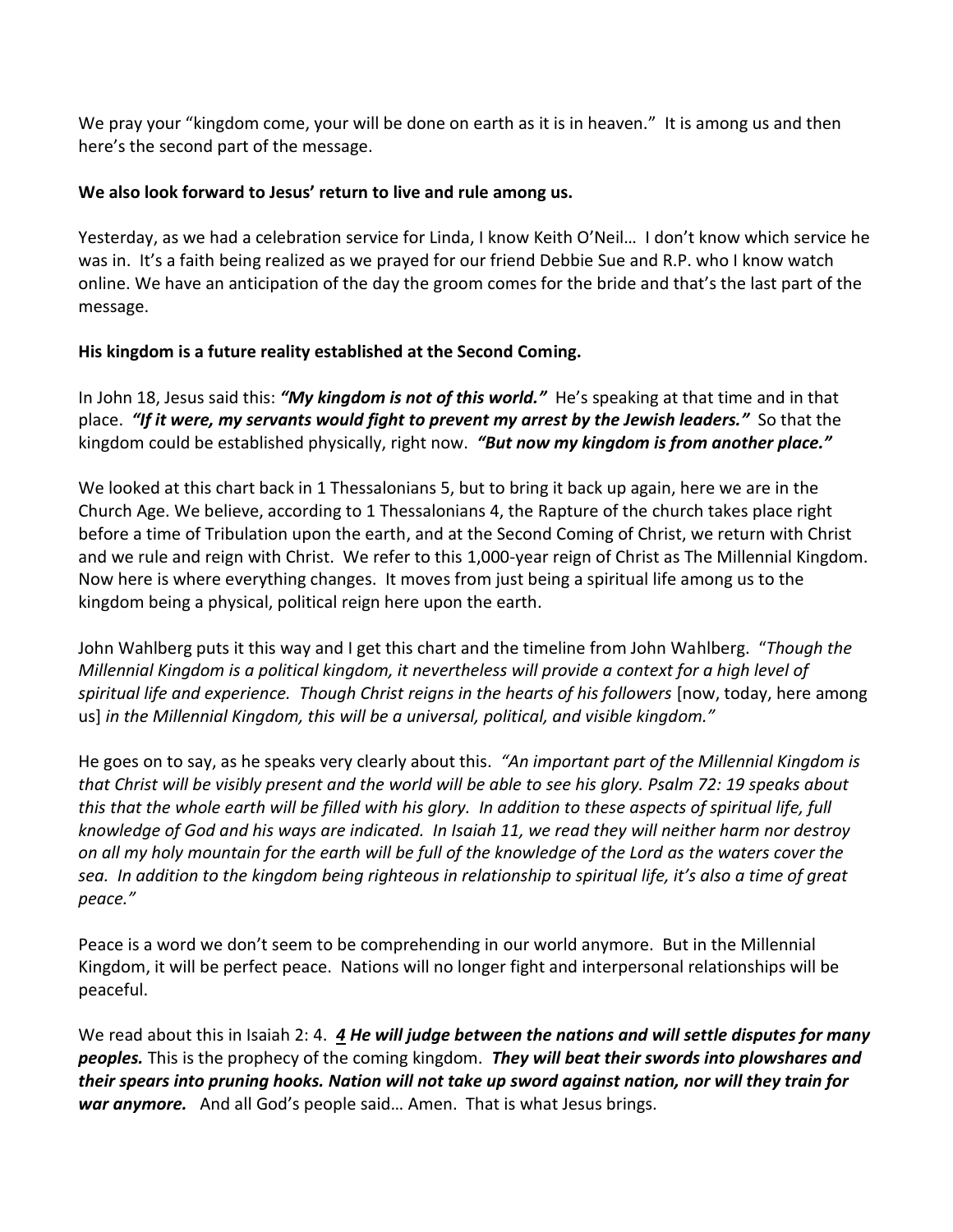We pray your "kingdom come, your will be done on earth as it is in heaven." It is among us and then here's the second part of the message.

**We also look forward to Jesus' return to live and rule among us.**

Yesterday, as we had a celebration service for Linda, I know Keith O'Neil… I don't know which service he was in. It's a faith being realized as we prayed for our friend Debbie Sue and R.P. who I know watch online. We have an anticipation of the day the groom comes for the bride and that's the last part of the message.

**His kingdom is a future reality established at the Second Coming.**

In John 18, Jesus said this: ***"My kingdom is not of this world."*** He's speaking at that time and in that place. ***"If it were, my servants would fight to prevent my arrest by the Jewish leaders."*** So that the kingdom could be established physically, right now. ***"But now my kingdom is from another place."***

We looked at this chart back in 1 Thessalonians 5, but to bring it back up again, here we are in the Church Age. We believe, according to 1 Thessalonians 4, the Rapture of the church takes place right before a time of Tribulation upon the earth, and at the Second Coming of Christ, we return with Christ and we rule and reign with Christ. We refer to this 1,000-year reign of Christ as The Millennial Kingdom. Now here is where everything changes. It moves from just being a spiritual life among us to the kingdom being a physical, political reign here upon the earth.

John Wahlberg puts it this way and I get this chart and the timeline from John Wahlberg. "*Though the Millennial Kingdom is a political kingdom, it nevertheless will provide a context for a high level of spiritual life and experience. Though Christ reigns in the hearts of his followers* [now, today, here among us] *in the Millennial Kingdom, this will be a universal, political, and visible kingdom."*

He goes on to say, as he speaks very clearly about this. *"An important part of the Millennial Kingdom is that Christ will be visibly present and the world will be able to see his glory. Psalm 72: 19 speaks about this that the whole earth will be filled with his glory. In addition to these aspects of spiritual life, full knowledge of God and his ways are indicated. In Isaiah 11, we read they will neither harm nor destroy on all my holy mountain for the earth will be full of the knowledge of the Lord as the waters cover the sea. In addition to the kingdom being righteous in relationship to spiritual life, it's also a time of great peace."*

Peace is a word we don't seem to be comprehending in our world anymore. But in the Millennial Kingdom, it will be perfect peace. Nations will no longer fight and interpersonal relationships will be peaceful.

We read about this in Isaiah 2: 4. ***4 He will judge between the nations and will settle disputes for many peoples.*** This is the prophecy of the coming kingdom. ***They will beat their swords into plowshares and their spears into pruning hooks. Nation will not take up sword against nation, nor will they train for war anymore.*** And all God's people said… Amen. That is what Jesus brings.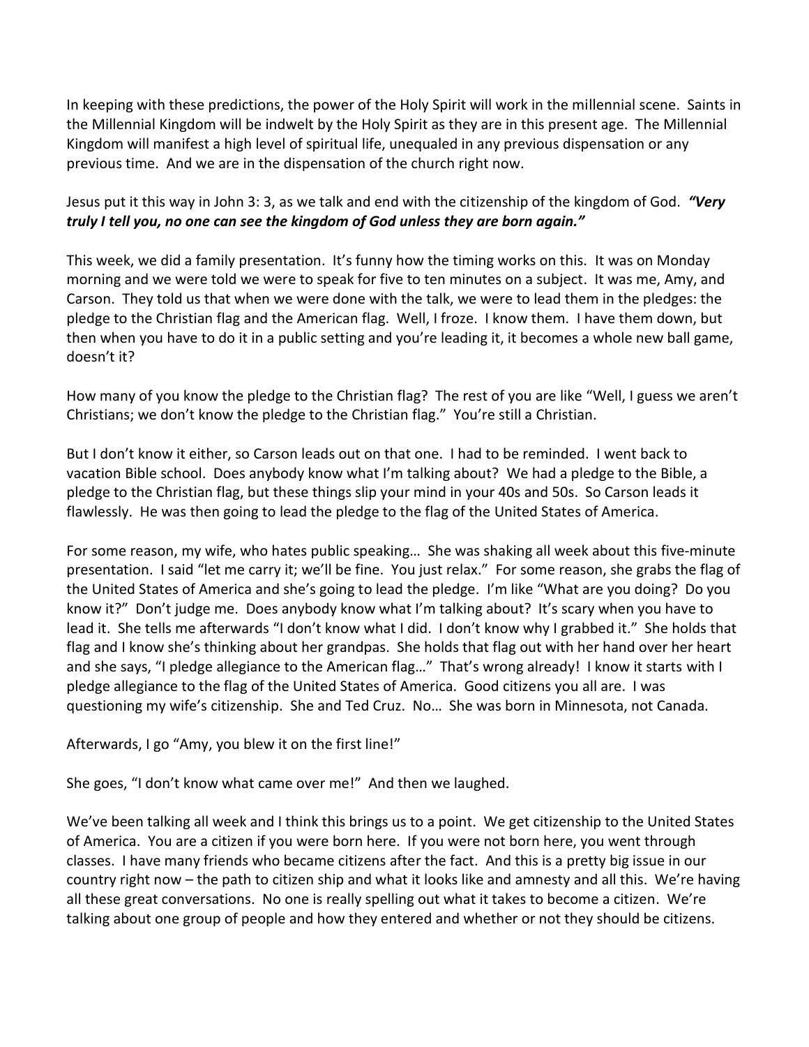In keeping with these predictions, the power of the Holy Spirit will work in the millennial scene. Saints in the Millennial Kingdom will be indwelt by the Holy Spirit as they are in this present age. The Millennial Kingdom will manifest a high level of spiritual life, unequaled in any previous dispensation or any previous time. And we are in the dispensation of the church right now.

Jesus put it this way in John 3: 3, as we talk and end with the citizenship of the kingdom of God. ***"Very truly I tell you, no one can see the kingdom of God unless they are born again."***

This week, we did a family presentation. It's funny how the timing works on this. It was on Monday morning and we were told we were to speak for five to ten minutes on a subject. It was me, Amy, and Carson. They told us that when we were done with the talk, we were to lead them in the pledges: the pledge to the Christian flag and the American flag. Well, I froze. I know them. I have them down, but then when you have to do it in a public setting and you're leading it, it becomes a whole new ball game, doesn't it?

How many of you know the pledge to the Christian flag? The rest of you are like "Well, I guess we aren't Christians; we don't know the pledge to the Christian flag." You're still a Christian.

But I don't know it either, so Carson leads out on that one. I had to be reminded. I went back to vacation Bible school. Does anybody know what I'm talking about? We had a pledge to the Bible, a pledge to the Christian flag, but these things slip your mind in your 40s and 50s. So Carson leads it flawlessly. He was then going to lead the pledge to the flag of the United States of America.

For some reason, my wife, who hates public speaking… She was shaking all week about this five-minute presentation. I said "let me carry it; we'll be fine. You just relax." For some reason, she grabs the flag of the United States of America and she's going to lead the pledge. I'm like "What are you doing? Do you know it?" Don't judge me. Does anybody know what I'm talking about? It's scary when you have to lead it. She tells me afterwards "I don't know what I did. I don't know why I grabbed it." She holds that flag and I know she's thinking about her grandpas. She holds that flag out with her hand over her heart and she says, "I pledge allegiance to the American flag…" That's wrong already! I know it starts with I pledge allegiance to the flag of the United States of America. Good citizens you all are. I was questioning my wife's citizenship. She and Ted Cruz. No… She was born in Minnesota, not Canada.

Afterwards, I go "Amy, you blew it on the first line!"

She goes, "I don't know what came over me!" And then we laughed.

We've been talking all week and I think this brings us to a point. We get citizenship to the United States of America. You are a citizen if you were born here. If you were not born here, you went through classes. I have many friends who became citizens after the fact. And this is a pretty big issue in our country right now – the path to citizen ship and what it looks like and amnesty and all this. We're having all these great conversations. No one is really spelling out what it takes to become a citizen. We're talking about one group of people and how they entered and whether or not they should be citizens.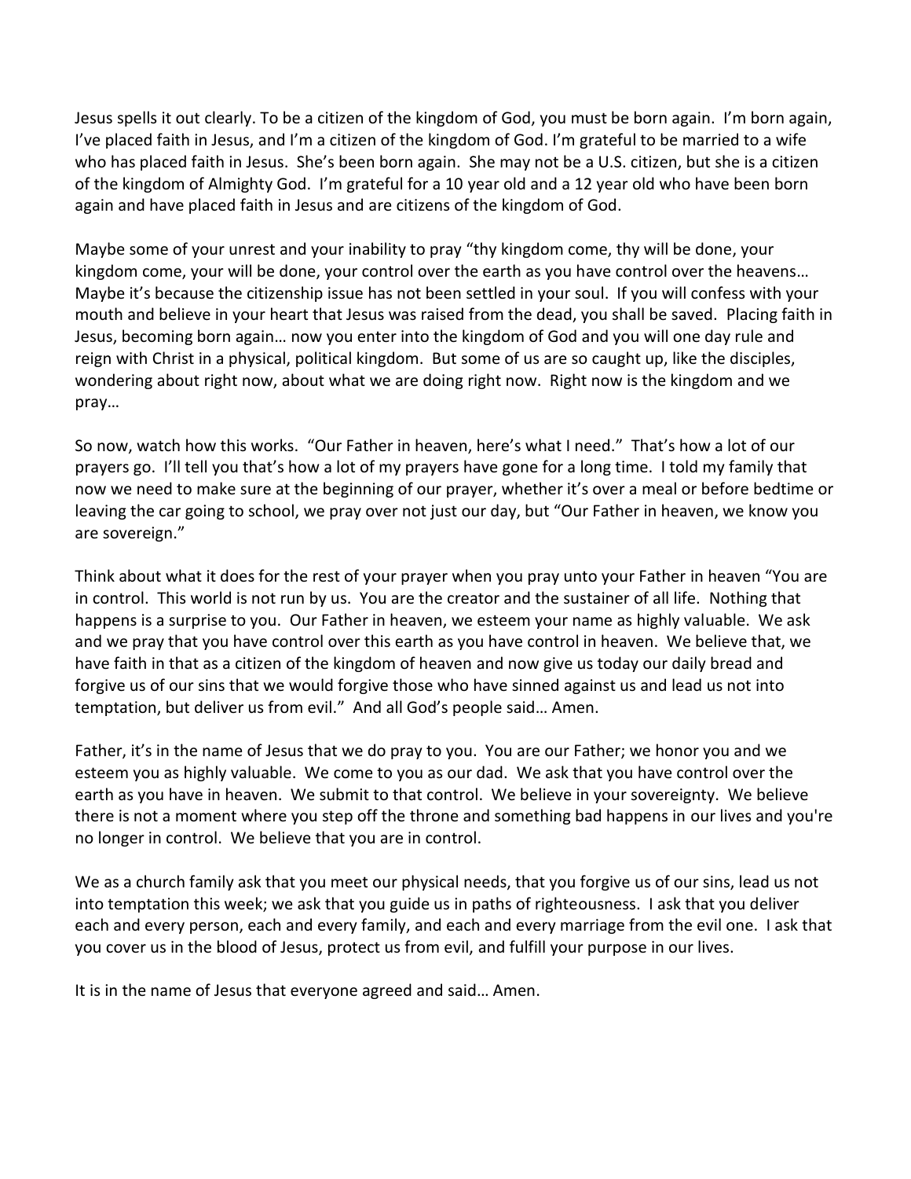Jesus spells it out clearly. To be a citizen of the kingdom of God, you must be born again. I'm born again, I've placed faith in Jesus, and I'm a citizen of the kingdom of God. I'm grateful to be married to a wife who has placed faith in Jesus. She's been born again. She may not be a U.S. citizen, but she is a citizen of the kingdom of Almighty God. I'm grateful for a 10 year old and a 12 year old who have been born again and have placed faith in Jesus and are citizens of the kingdom of God.

Maybe some of your unrest and your inability to pray "thy kingdom come, thy will be done, your kingdom come, your will be done, your control over the earth as you have control over the heavens… Maybe it's because the citizenship issue has not been settled in your soul. If you will confess with your mouth and believe in your heart that Jesus was raised from the dead, you shall be saved. Placing faith in Jesus, becoming born again… now you enter into the kingdom of God and you will one day rule and reign with Christ in a physical, political kingdom. But some of us are so caught up, like the disciples, wondering about right now, about what we are doing right now. Right now is the kingdom and we pray…

So now, watch how this works. "Our Father in heaven, here's what I need." That's how a lot of our prayers go. I'll tell you that's how a lot of my prayers have gone for a long time. I told my family that now we need to make sure at the beginning of our prayer, whether it's over a meal or before bedtime or leaving the car going to school, we pray over not just our day, but "Our Father in heaven, we know you are sovereign."

Think about what it does for the rest of your prayer when you pray unto your Father in heaven "You are in control. This world is not run by us. You are the creator and the sustainer of all life. Nothing that happens is a surprise to you. Our Father in heaven, we esteem your name as highly valuable. We ask and we pray that you have control over this earth as you have control in heaven. We believe that, we have faith in that as a citizen of the kingdom of heaven and now give us today our daily bread and forgive us of our sins that we would forgive those who have sinned against us and lead us not into temptation, but deliver us from evil." And all God's people said… Amen.

Father, it's in the name of Jesus that we do pray to you. You are our Father; we honor you and we esteem you as highly valuable. We come to you as our dad. We ask that you have control over the earth as you have in heaven. We submit to that control. We believe in your sovereignty. We believe there is not a moment where you step off the throne and something bad happens in our lives and you're no longer in control. We believe that you are in control.

We as a church family ask that you meet our physical needs, that you forgive us of our sins, lead us not into temptation this week; we ask that you guide us in paths of righteousness. I ask that you deliver each and every person, each and every family, and each and every marriage from the evil one. I ask that you cover us in the blood of Jesus, protect us from evil, and fulfill your purpose in our lives.

It is in the name of Jesus that everyone agreed and said… Amen.